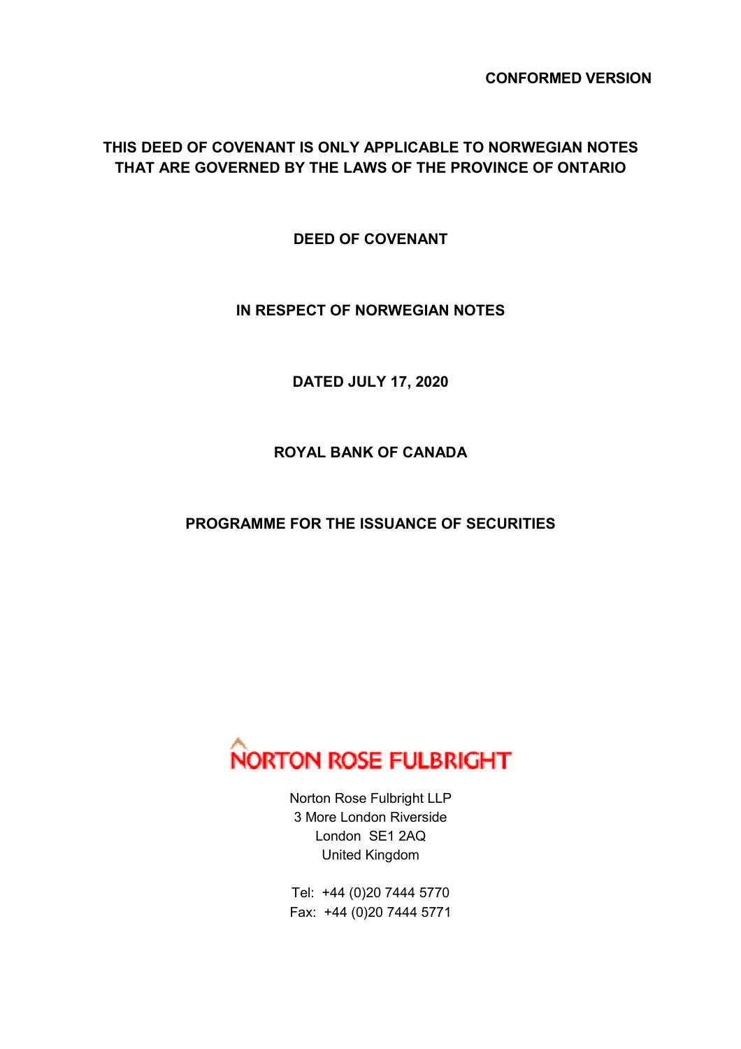**CONFORMED VERSION**

**THIS DEED OF COVENANT IS ONLY APPLICABLE TO NORWEGIAN NOTES THAT ARE GOVERNED BY THE LAWS OF THE PROVINCE OF ONTARIO**

# DEED OF COVENANT

## IN RESPECT OF NORWEGIAN NOTES

**DATED JULY 17, 2020**

**ROYAL BANK OF CANADA**

**PROGRAMME FOR THE ISSUANCE OF SECURITIES**

NORTON ROSE FULBRIGHT

Norton Rose Fulbright LLP
3 More London Riverside
London SE1 2AQ
United Kingdom

Tel: +44 (0)20 7444 5770
Fax: +44 (0)20 7444 5771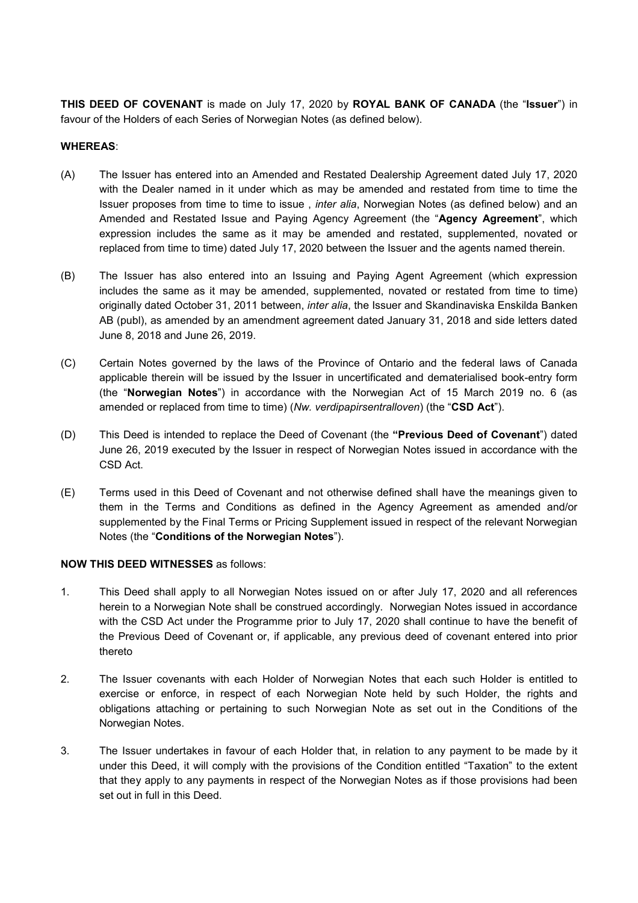**THIS DEED OF COVENANT** is made on July 17, 2020 by **ROYAL BANK OF CANADA** (the "**Issuer**") in favour of the Holders of each Series of Norwegian Notes (as defined below).

**WHEREAS**:

(A) The Issuer has entered into an Amended and Restated Dealership Agreement dated July 17, 2020 with the Dealer named in it under which as may be amended and restated from time to time the Issuer proposes from time to time to issue , *inter alia*, Norwegian Notes (as defined below) and an Amended and Restated Issue and Paying Agency Agreement (the "**Agency Agreement**", which expression includes the same as it may be amended and restated, supplemented, novated or replaced from time to time) dated July 17, 2020 between the Issuer and the agents named therein.

(B) The Issuer has also entered into an Issuing and Paying Agent Agreement (which expression includes the same as it may be amended, supplemented, novated or restated from time to time) originally dated October 31, 2011 between, *inter alia*, the Issuer and Skandinaviska Enskilda Banken AB (publ), as amended by an amendment agreement dated January 31, 2018 and side letters dated June 8, 2018 and June 26, 2019.

(C) Certain Notes governed by the laws of the Province of Ontario and the federal laws of Canada applicable therein will be issued by the Issuer in uncertificated and dematerialised book-entry form (the "**Norwegian Notes**") in accordance with the Norwegian Act of 15 March 2019 no. 6 (as amended or replaced from time to time) (*Nw. verdipapirsentralloven*) (the "**CSD Act**").

(D) This Deed is intended to replace the Deed of Covenant (the **"Previous Deed of Covenant**") dated June 26, 2019 executed by the Issuer in respect of Norwegian Notes issued in accordance with the CSD Act.

(E) Terms used in this Deed of Covenant and not otherwise defined shall have the meanings given to them in the Terms and Conditions as defined in the Agency Agreement as amended and/or supplemented by the Final Terms or Pricing Supplement issued in respect of the relevant Norwegian Notes (the "**Conditions of the Norwegian Notes**").

**NOW THIS DEED WITNESSES** as follows:

1. This Deed shall apply to all Norwegian Notes issued on or after July 17, 2020 and all references herein to a Norwegian Note shall be construed accordingly. Norwegian Notes issued in accordance with the CSD Act under the Programme prior to July 17, 2020 shall continue to have the benefit of the Previous Deed of Covenant or, if applicable, any previous deed of covenant entered into prior thereto

2. The Issuer covenants with each Holder of Norwegian Notes that each such Holder is entitled to exercise or enforce, in respect of each Norwegian Note held by such Holder, the rights and obligations attaching or pertaining to such Norwegian Note as set out in the Conditions of the Norwegian Notes.

3. The Issuer undertakes in favour of each Holder that, in relation to any payment to be made by it under this Deed, it will comply with the provisions of the Condition entitled "Taxation" to the extent that they apply to any payments in respect of the Norwegian Notes as if those provisions had been set out in full in this Deed.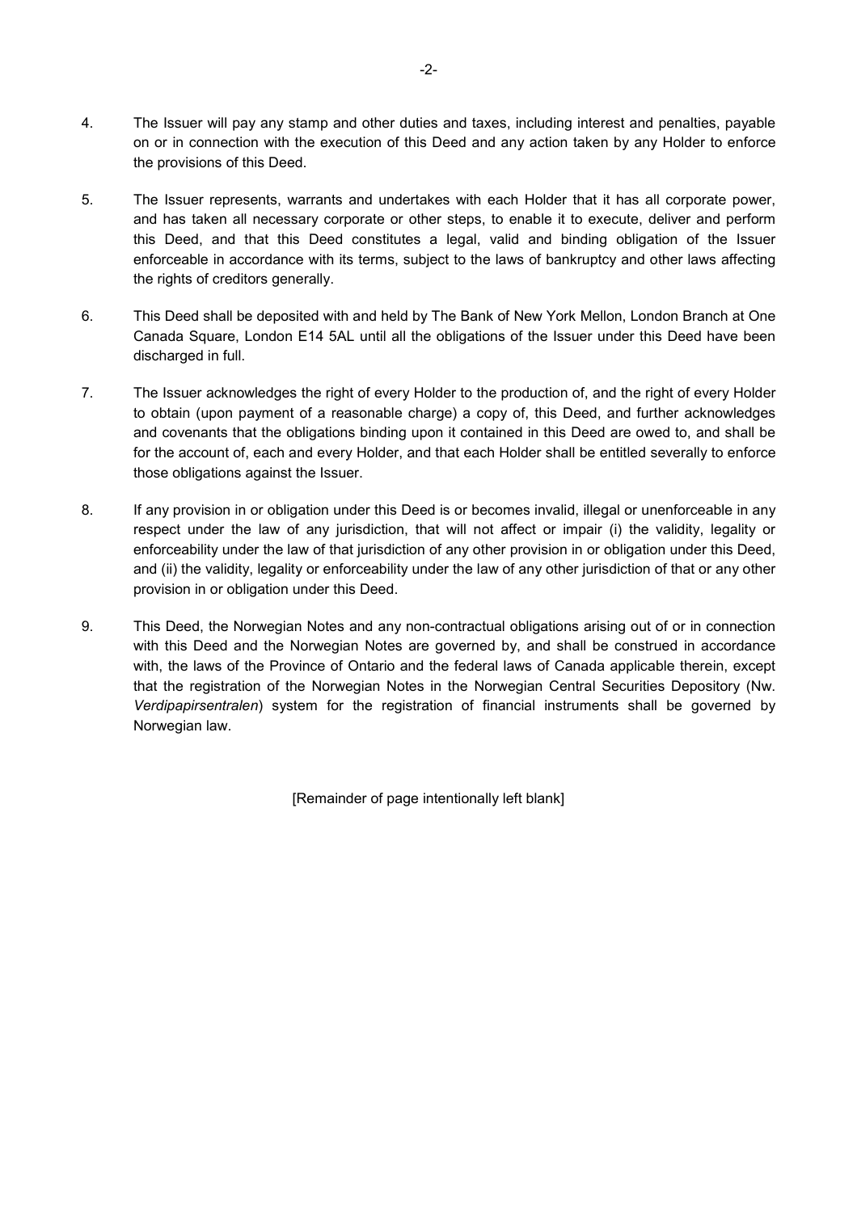4. The Issuer will pay any stamp and other duties and taxes, including interest and penalties, payable on or in connection with the execution of this Deed and any action taken by any Holder to enforce the provisions of this Deed.

5. The Issuer represents, warrants and undertakes with each Holder that it has all corporate power, and has taken all necessary corporate or other steps, to enable it to execute, deliver and perform this Deed, and that this Deed constitutes a legal, valid and binding obligation of the Issuer enforceable in accordance with its terms, subject to the laws of bankruptcy and other laws affecting the rights of creditors generally.

6. This Deed shall be deposited with and held by The Bank of New York Mellon, London Branch at One Canada Square, London E14 5AL until all the obligations of the Issuer under this Deed have been discharged in full.

7. The Issuer acknowledges the right of every Holder to the production of, and the right of every Holder to obtain (upon payment of a reasonable charge) a copy of, this Deed, and further acknowledges and covenants that the obligations binding upon it contained in this Deed are owed to, and shall be for the account of, each and every Holder, and that each Holder shall be entitled severally to enforce those obligations against the Issuer.

8. If any provision in or obligation under this Deed is or becomes invalid, illegal or unenforceable in any respect under the law of any jurisdiction, that will not affect or impair (i) the validity, legality or enforceability under the law of that jurisdiction of any other provision in or obligation under this Deed, and (ii) the validity, legality or enforceability under the law of any other jurisdiction of that or any other provision in or obligation under this Deed.

9. This Deed, the Norwegian Notes and any non-contractual obligations arising out of or in connection with this Deed and the Norwegian Notes are governed by, and shall be construed in accordance with, the laws of the Province of Ontario and the federal laws of Canada applicable therein, except that the registration of the Norwegian Notes in the Norwegian Central Securities Depository (Nw. *Verdipapirsentralen*) system for the registration of financial instruments shall be governed by Norwegian law.

[Remainder of page intentionally left blank]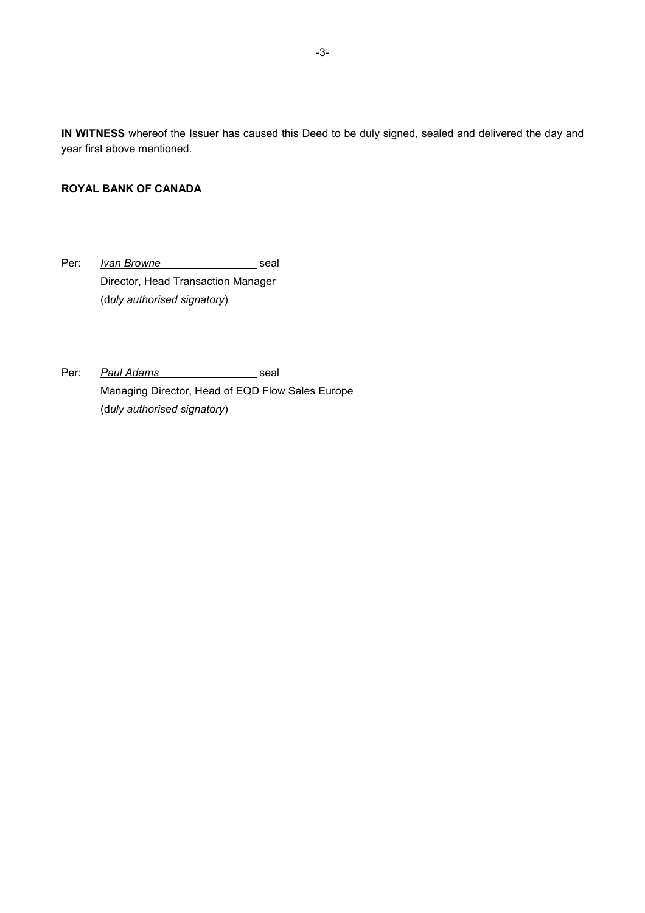**IN WITNESS** whereof the Issuer has caused this Deed to be duly signed, sealed and delivered the day and year first above mentioned.

**ROYAL BANK OF CANADA**

Per: *Ivan Browne* seal
Director, Head Transaction Manager
(d*uly authorised signatory*)

Per: *Paul Adams* seal
Managing Director, Head of EQD Flow Sales Europe
(d*uly authorised signatory*)